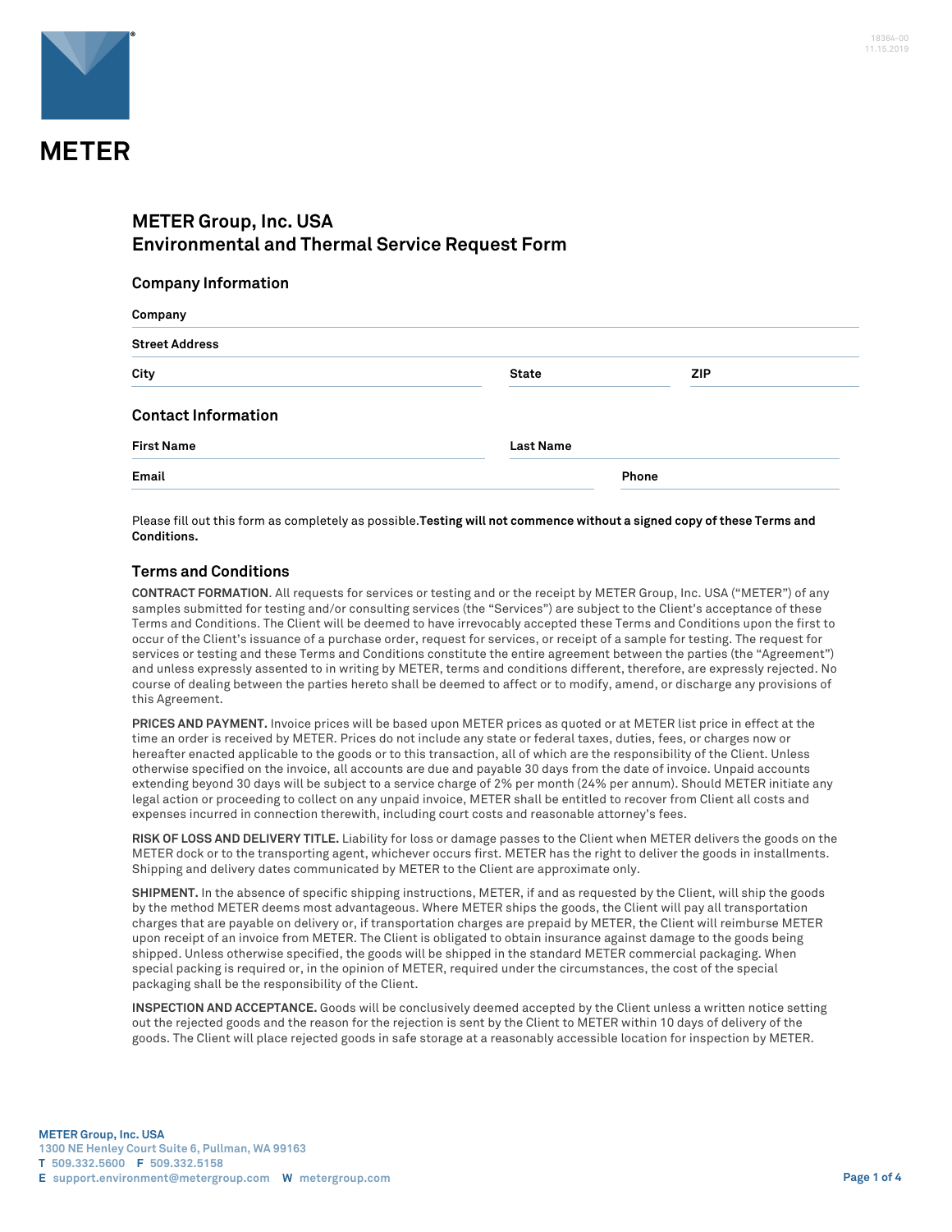METER

# METER Group, Inc. USA
# Environmental and Thermal Service Request Form

## Company Information

**Company**

**Street Address**

**City** | **State** | **ZIP**

## Contact Information

**First Name** | **Last Name**

**Email** | **Phone**

Please fill out this form as completely as possible.**Testing will not commence without a signed copy of these Terms and Conditions.**

## Terms and Conditions

**CONTRACT FORMATION**. All requests for services or testing and or the receipt by METER Group, Inc. USA ("METER") of any samples submitted for testing and/or consulting services (the "Services") are subject to the Client's acceptance of these Terms and Conditions. The Client will be deemed to have irrevocably accepted these Terms and Conditions upon the first to occur of the Client's issuance of a purchase order, request for services, or receipt of a sample for testing. The request for services or testing and these Terms and Conditions constitute the entire agreement between the parties (the "Agreement") and unless expressly assented to in writing by METER, terms and conditions different, therefore, are expressly rejected. No course of dealing between the parties hereto shall be deemed to affect or to modify, amend, or discharge any provisions of this Agreement.

**PRICES AND PAYMENT.** Invoice prices will be based upon METER prices as quoted or at METER list price in effect at the time an order is received by METER. Prices do not include any state or federal taxes, duties, fees, or charges now or hereafter enacted applicable to the goods or to this transaction, all of which are the responsibility of the Client. Unless otherwise specified on the invoice, all accounts are due and payable 30 days from the date of invoice. Unpaid accounts extending beyond 30 days will be subject to a service charge of 2% per month (24% per annum). Should METER initiate any legal action or proceeding to collect on any unpaid invoice, METER shall be entitled to recover from Client all costs and expenses incurred in connection therewith, including court costs and reasonable attorney's fees.

**RISK OF LOSS AND DELIVERY TITLE.** Liability for loss or damage passes to the Client when METER delivers the goods on the METER dock or to the transporting agent, whichever occurs first. METER has the right to deliver the goods in installments. Shipping and delivery dates communicated by METER to the Client are approximate only.

**SHIPMENT.** In the absence of specific shipping instructions, METER, if and as requested by the Client, will ship the goods by the method METER deems most advantageous. Where METER ships the goods, the Client will pay all transportation charges that are payable on delivery or, if transportation charges are prepaid by METER, the Client will reimburse METER upon receipt of an invoice from METER. The Client is obligated to obtain insurance against damage to the goods being shipped. Unless otherwise specified, the goods will be shipped in the standard METER commercial packaging. When special packing is required or, in the opinion of METER, required under the circumstances, the cost of the special packaging shall be the responsibility of the Client.

**INSPECTION AND ACCEPTANCE.** Goods will be conclusively deemed accepted by the Client unless a written notice setting out the rejected goods and the reason for the rejection is sent by the Client to METER within 10 days of delivery of the goods. The Client will place rejected goods in safe storage at a reasonably accessible location for inspection by METER.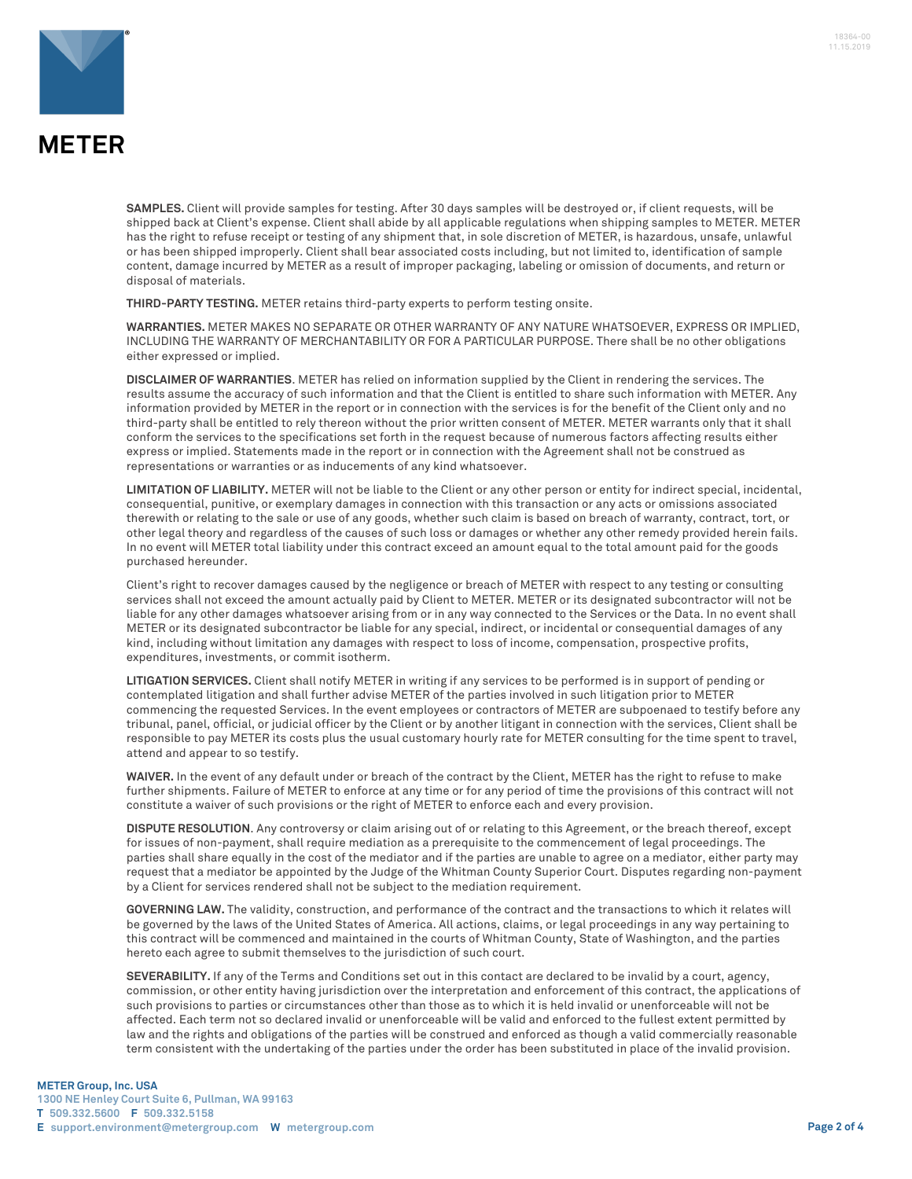**SAMPLES.** Client will provide samples for testing. After 30 days samples will be destroyed or, if client requests, will be shipped back at Client's expense. Client shall abide by all applicable regulations when shipping samples to METER. METER has the right to refuse receipt or testing of any shipment that, in sole discretion of METER, is hazardous, unsafe, unlawful or has been shipped improperly. Client shall bear associated costs including, but not limited to, identification of sample content, damage incurred by METER as a result of improper packaging, labeling or omission of documents, and return or disposal of materials.

**THIRD-PARTY TESTING.** METER retains third-party experts to perform testing onsite.

**WARRANTIES.** METER MAKES NO SEPARATE OR OTHER WARRANTY OF ANY NATURE WHATSOEVER, EXPRESS OR IMPLIED, INCLUDING THE WARRANTY OF MERCHANTABILITY OR FOR A PARTICULAR PURPOSE. There shall be no other obligations either expressed or implied.

**DISCLAIMER OF WARRANTIES**. METER has relied on information supplied by the Client in rendering the services. The results assume the accuracy of such information and that the Client is entitled to share such information with METER. Any information provided by METER in the report or in connection with the services is for the benefit of the Client only and no third-party shall be entitled to rely thereon without the prior written consent of METER. METER warrants only that it shall conform the services to the specifications set forth in the request because of numerous factors affecting results either express or implied. Statements made in the report or in connection with the Agreement shall not be construed as representations or warranties or as inducements of any kind whatsoever.

**LIMITATION OF LIABILITY.** METER will not be liable to the Client or any other person or entity for indirect special, incidental, consequential, punitive, or exemplary damages in connection with this transaction or any acts or omissions associated therewith or relating to the sale or use of any goods, whether such claim is based on breach of warranty, contract, tort, or other legal theory and regardless of the causes of such loss or damages or whether any other remedy provided herein fails. In no event will METER total liability under this contract exceed an amount equal to the total amount paid for the goods purchased hereunder.

Client's right to recover damages caused by the negligence or breach of METER with respect to any testing or consulting services shall not exceed the amount actually paid by Client to METER. METER or its designated subcontractor will not be liable for any other damages whatsoever arising from or in any way connected to the Services or the Data. In no event shall METER or its designated subcontractor be liable for any special, indirect, or incidental or consequential damages of any kind, including without limitation any damages with respect to loss of income, compensation, prospective profits, expenditures, investments, or commit isotherm.

**LITIGATION SERVICES.** Client shall notify METER in writing if any services to be performed is in support of pending or contemplated litigation and shall further advise METER of the parties involved in such litigation prior to METER commencing the requested Services. In the event employees or contractors of METER are subpoenaed to testify before any tribunal, panel, official, or judicial officer by the Client or by another litigant in connection with the services, Client shall be responsible to pay METER its costs plus the usual customary hourly rate for METER consulting for the time spent to travel, attend and appear to so testify.

**WAIVER.** In the event of any default under or breach of the contract by the Client, METER has the right to refuse to make further shipments. Failure of METER to enforce at any time or for any period of time the provisions of this contract will not constitute a waiver of such provisions or the right of METER to enforce each and every provision.

**DISPUTE RESOLUTION**. Any controversy or claim arising out of or relating to this Agreement, or the breach thereof, except for issues of non-payment, shall require mediation as a prerequisite to the commencement of legal proceedings. The parties shall share equally in the cost of the mediator and if the parties are unable to agree on a mediator, either party may request that a mediator be appointed by the Judge of the Whitman County Superior Court. Disputes regarding non-payment by a Client for services rendered shall not be subject to the mediation requirement.

**GOVERNING LAW.** The validity, construction, and performance of the contract and the transactions to which it relates will be governed by the laws of the United States of America. All actions, claims, or legal proceedings in any way pertaining to this contract will be commenced and maintained in the courts of Whitman County, State of Washington, and the parties hereto each agree to submit themselves to the jurisdiction of such court.

**SEVERABILITY.** If any of the Terms and Conditions set out in this contact are declared to be invalid by a court, agency, commission, or other entity having jurisdiction over the interpretation and enforcement of this contract, the applications of such provisions to parties or circumstances other than those as to which it is held invalid or unenforceable will not be affected. Each term not so declared invalid or unenforceable will be valid and enforced to the fullest extent permitted by law and the rights and obligations of the parties will be construed and enforced as though a valid commercially reasonable term consistent with the undertaking of the parties under the order has been substituted in place of the invalid provision.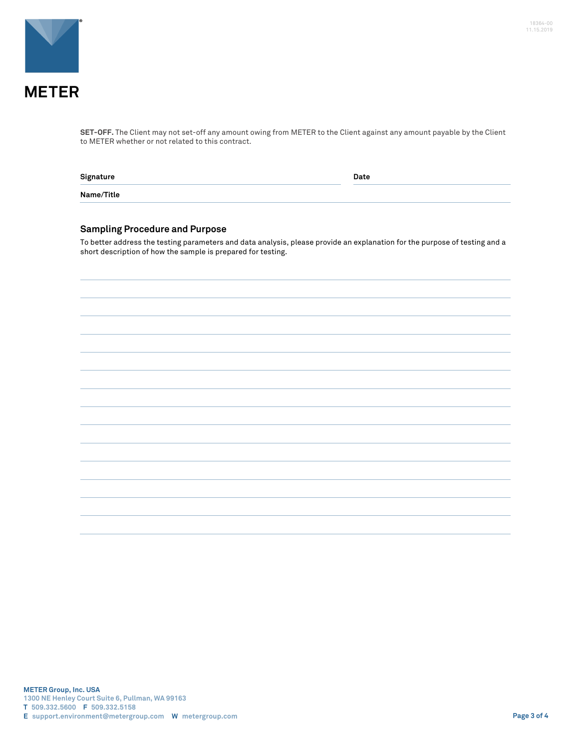**SET-OFF.** The Client may not set-off any amount owing from METER to the Client against any amount payable by the Client to METER whether or not related to this contract.

**Signature** ______________________________ **Date** ______________

**Name/Title** ______________________________

## Sampling Procedure and Purpose

To better address the testing parameters and data analysis, please provide an explanation for the purpose of testing and a short description of how the sample is prepared for testing.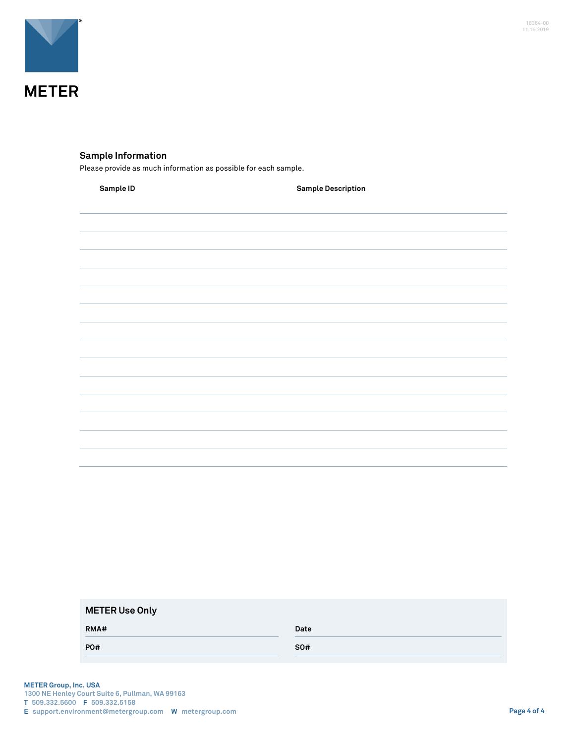METER

18364-00
11.15.2019

## Sample Information

Please provide as much information as possible for each sample.

| Sample ID | Sample Description |
| --- | --- |
| | |
| | |
| | |
| | |
| | |
| | |
| | |
| | |
| | |
| | |
| | |
| | |
| | |
| | |

### METER Use Only

| | |
| --- | --- |
| RMA# | Date |
| PO# | SO# |

**METER Group, Inc. USA**
1300 NE Henley Court Suite 6, Pullman, WA 99163
**T** 509.332.5600 **F** 509.332.5158
**E** support.environment@metergroup.com **W** metergroup.com